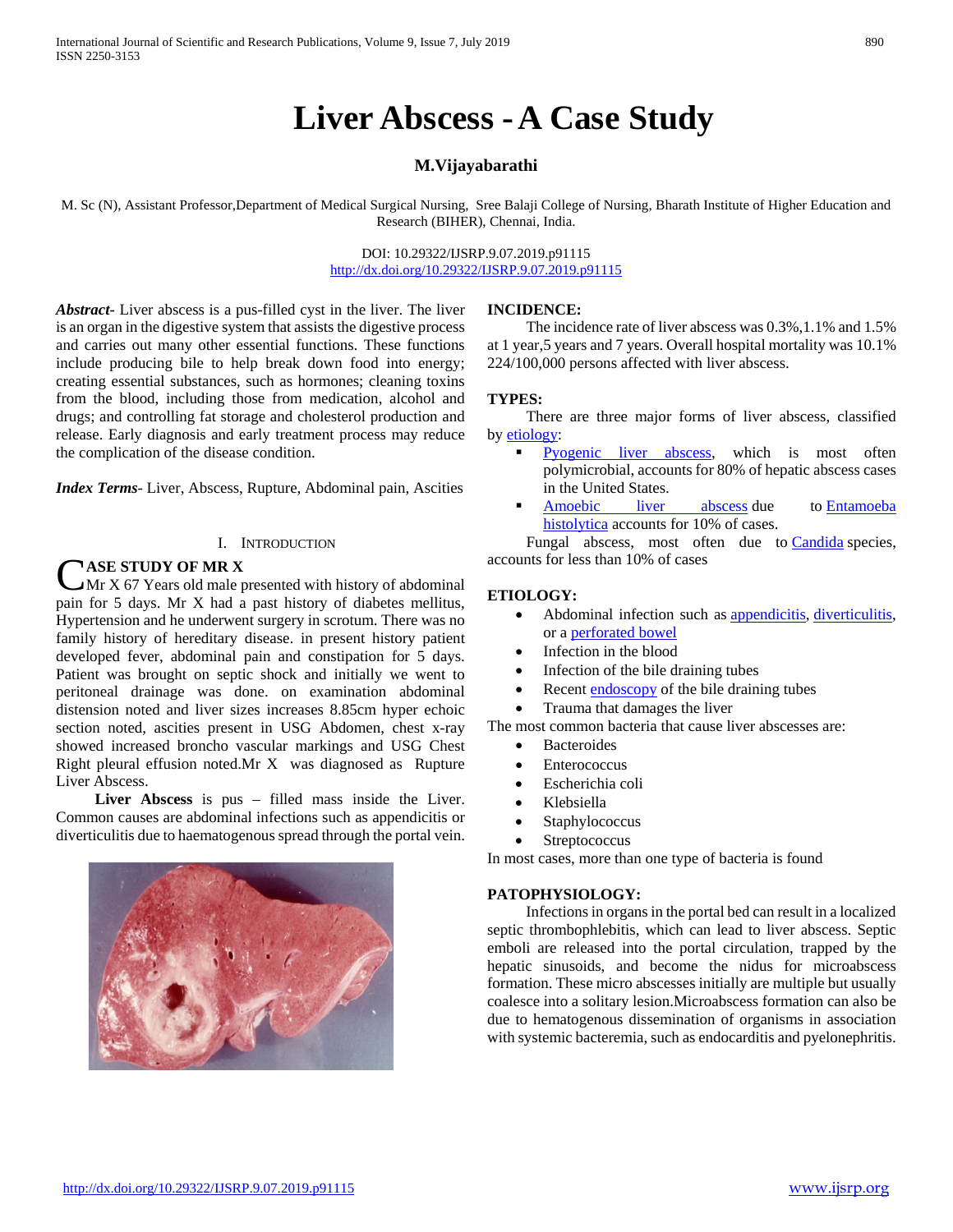# Liver Abscess - A Case Study

**M.Vijayabarathi**

M. Sc (N), Assistant Professor,Department of Medical Surgical Nursing, Sree Balaji College of Nursing, Bharath Institute of Higher Education and Research (BIHER), Chennai, India.

DOI: 10.29322/IJSRP.9.07.2019.p91115
http://dx.doi.org/10.29322/IJSRP.9.07.2019.p91115

***Abstract***- Liver abscess is a pus-filled cyst in the liver. The liver is an organ in the digestive system that assists the digestive process and carries out many other essential functions. These functions include producing bile to help break down food into energy; creating essential substances, such as hormones; cleaning toxins from the blood, including those from medication, alcohol and drugs; and controlling fat storage and cholesterol production and release. Early diagnosis and early treatment process may reduce the complication of the disease condition.

***Index Terms***- Liver, Abscess, Rupture, Abdominal pain, Ascities

## I. Introduction

**CASE STUDY OF MR X**

Mr X 67 Years old male presented with history of abdominal pain for 5 days. Mr X had a past history of diabetes mellitus, Hypertension and he underwent surgery in scrotum. There was no family history of hereditary disease. in present history patient developed fever, abdominal pain and constipation for 5 days. Patient was brought on septic shock and initially we went to peritoneal drainage was done. on examination abdominal distension noted and liver sizes increases 8.85cm hyper echoic section noted, ascities present in USG Abdomen, chest x-ray showed increased broncho vascular markings and USG Chest Right pleural effusion noted.Mr X was diagnosed as Rupture Liver Abscess.

**Liver Abscess** is pus – filled mass inside the Liver. Common causes are abdominal infections such as appendicitis or diverticulitis due to haematogenous spread through the portal vein.

**INCIDENCE:**

The incidence rate of liver abscess was 0.3%,1.1% and 1.5% at 1 year,5 years and 7 years. Overall hospital mortality was 10.1% 224/100,000 persons affected with liver abscess.

**TYPES:**

There are three major forms of liver abscess, classified by etiology:

- Pyogenic liver abscess, which is most often polymicrobial, accounts for 80% of hepatic abscess cases in the United States.
- Amoebic liver abscess due to Entamoeba histolytica accounts for 10% of cases.

Fungal abscess, most often due to Candida species, accounts for less than 10% of cases

**ETIOLOGY:**

- Abdominal infection such as appendicitis, diverticulitis, or a perforated bowel
- Infection in the blood
- Infection of the bile draining tubes
- Recent endoscopy of the bile draining tubes
- Trauma that damages the liver

The most common bacteria that cause liver abscesses are:

- Bacteroides
- Enterococcus
- Escherichia coli
- Klebsiella
- Staphylococcus
- Streptococcus

In most cases, more than one type of bacteria is found

**PATOPHYSIOLOGY:**

Infections in organs in the portal bed can result in a localized septic thrombophlebitis, which can lead to liver abscess. Septic emboli are released into the portal circulation, trapped by the hepatic sinusoids, and become the nidus for microabscess formation. These micro abscesses initially are multiple but usually coalesce into a solitary lesion.Microabscess formation can also be due to hematogenous dissemination of organisms in association with systemic bacteremia, such as endocarditis and pyelonephritis.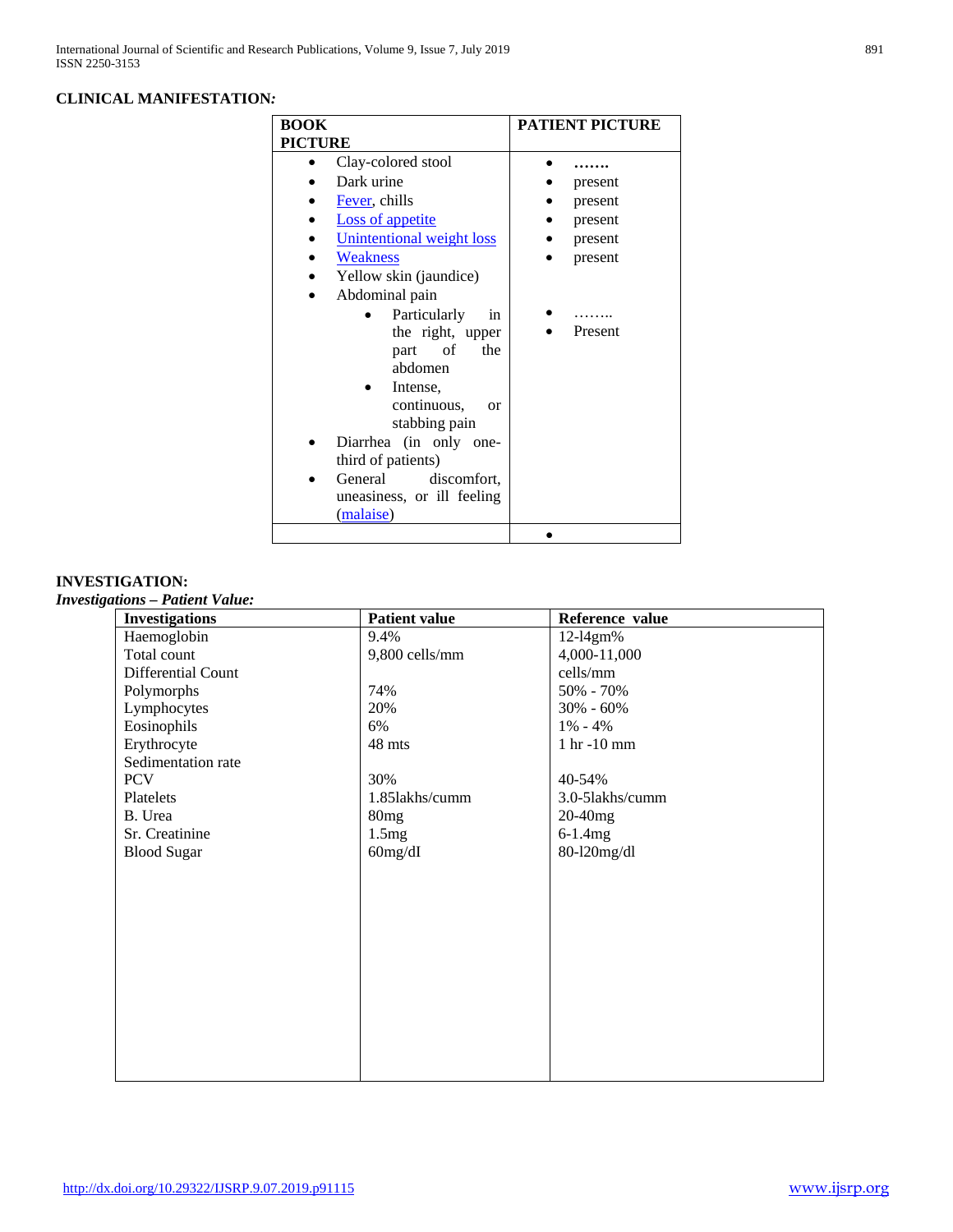**CLINICAL MANIFESTATION*:***

| BOOK PICTURE | PATIENT PICTURE |
|---|---|
| • Clay-colored stool | • ……. |
| • Dark urine | • present |
| • Fever, chills | • present |
| • Loss of appetite | • present |
| • Unintentional weight loss | • present |
| • Weakness | • present |
| • Yellow skin (jaundice) | |
| • Abdominal pain | |
| ◦ Particularly in the right, upper part of the abdomen | • …….. |
| ◦ Intense, continuous, or stabbing pain | • Present |
| • Diarrhea (in only one-third of patients) | |
| • General discomfort, uneasiness, or ill feeling (malaise) | |
| | • |

**INVESTIGATION:**

***Investigations – Patient Value:***

| Investigations | Patient value | Reference value |
|---|---|---|
| Haemoglobin | 9.4% | 12-l4gm% |
| Total count | 9,800 cells/mm | 4,000-11,000 cells/mm |
| Differential Count | | |
| Polymorphs | 74% | 50% - 70% |
| Lymphocytes | 20% | 30% - 60% |
| Eosinophils | 6% | 1% - 4% |
| Erythrocyte Sedimentation rate | 48 mts | 1 hr -10 mm |
| PCV | 30% | 40-54% |
| Platelets | 1.85lakhs/cumm | 3.0-5lakhs/cumm |
| B. Urea | 80mg | 20-40mg |
| Sr. Creatinine | 1.5mg | 6-1.4mg |
| Blood Sugar | 60mg/dI | 80-l20mg/dl |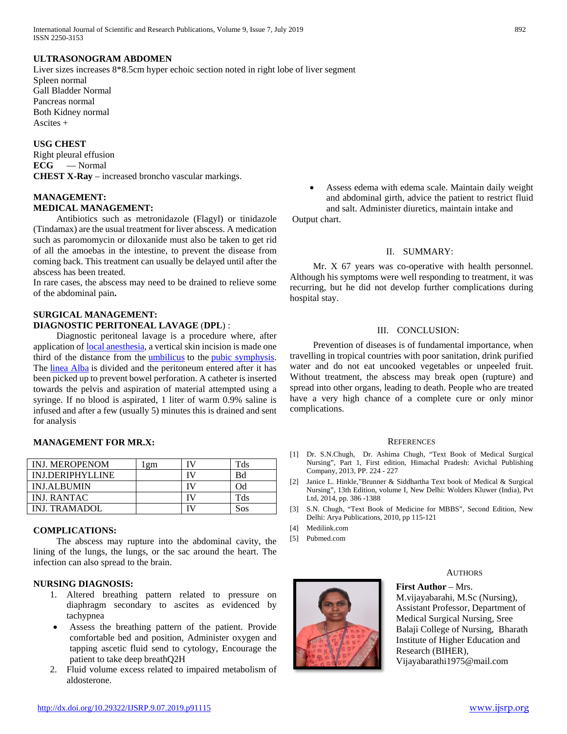**ULTRASONOGRAM ABDOMEN**

Liver sizes increases 8*8.5cm hyper echoic section noted in right lobe of liver segment
Spleen normal
Gall Bladder Normal
Pancreas normal
Both Kidney normal
Ascites +

**USG CHEST**

Right pleural effusion
**ECG** — Normal
**CHEST X-Ray** – increased broncho vascular markings.

**MANAGEMENT:**

**MEDICAL MANAGEMENT:**

Antibiotics such as metronidazole (Flagyl) or tinidazole (Tindamax) are the usual treatment for liver abscess. A medication such as paromomycin or diloxanide must also be taken to get rid of all the amoebas in the intestine, to prevent the disease from coming back. This treatment can usually be delayed until after the abscess has been treated.
In rare cases, the abscess may need to be drained to relieve some of the abdominal pain**.**

**SURGICAL MANAGEMENT:**

**DIAGNOSTIC PERITONEAL LAVAGE** (**DPL**) :

Diagnostic peritoneal lavage is a procedure where, after application of local anesthesia, a vertical skin incision is made one third of the distance from the umbilicus to the pubic symphysis. The linea Alba is divided and the peritoneum entered after it has been picked up to prevent bowel perforation. A catheter is inserted towards the pelvis and aspiration of material attempted using a syringe. If no blood is aspirated, 1 liter of warm 0.9% saline is infused and after a few (usually 5) minutes this is drained and sent for analysis

**MANAGEMENT FOR MR.X:**

| INJ. MEROPENOM | 1gm | IV | Tds |
|---|---|---|---|
| INJ.DERIPHYLLINE | | IV | Bd |
| INJ.ALBUMIN | | IV | Od |
| INJ. RANTAC | | IV | Tds |
| INJ. TRAMADOL | | IV | Sos |

**COMPLICATIONS:**

The abscess may rupture into the abdominal cavity, the lining of the lungs, the lungs, or the sac around the heart. The infection can also spread to the brain.

**NURSING DIAGNOSIS:**

1. Altered breathing pattern related to pressure on diaphragm secondary to ascites as evidenced by tachypnea

- Assess the breathing pattern of the patient. Provide comfortable bed and position, Administer oxygen and tapping ascetic fluid send to cytology, Encourage the patient to take deep breathQ2H

2. Fluid volume excess related to impaired metabolism of aldosterone.

- Assess edema with edema scale. Maintain daily weight and abdominal girth, advice the patient to restrict fluid and salt. Administer diuretics, maintain intake and Output chart.

## II. SUMMARY:

Mr. X 67 years was co-operative with health personnel. Although his symptoms were well responding to treatment, it was recurring, but he did not develop further complications during hospital stay.

## III. CONCLUSION:

Prevention of diseases is of fundamental importance, when travelling in tropical countries with poor sanitation, drink purified water and do not eat uncooked vegetables or unpeeled fruit. Without treatment, the abscess may break open (rupture) and spread into other organs, leading to death. People who are treated have a very high chance of a complete cure or only minor complications.

## REFERENCES

[1] Dr. S.N.Chugh, Dr. Ashima Chugh, "Text Book of Medical Surgical Nursing", Part 1, First edition, Himachal Pradesh: Avichal Publishing Company, 2013, PP. 224 - 227

[2] Janice L. Hinkle,"Brunner & Siddhartha Text book of Medical & Surgical Nursing", 13th Edition, volume I, New Delhi: Wolders Kluwer (India), Pvt Ltd, 2014, pp. 386 -1388

[3] S.N. Chugh, "Text Book of Medicine for MBBS", Second Edition, New Delhi: Arya Publications, 2010, pp 115-121

[4] Medilink.com

[5] Pubmed.com

## AUTHORS

**First Author** – Mrs. M.vijayabarahi, M.Sc (Nursing), Assistant Professor, Department of Medical Surgical Nursing, Sree Balaji College of Nursing, Bharath Institute of Higher Education and Research (BIHER), Vijayabarathi1975@mail.com